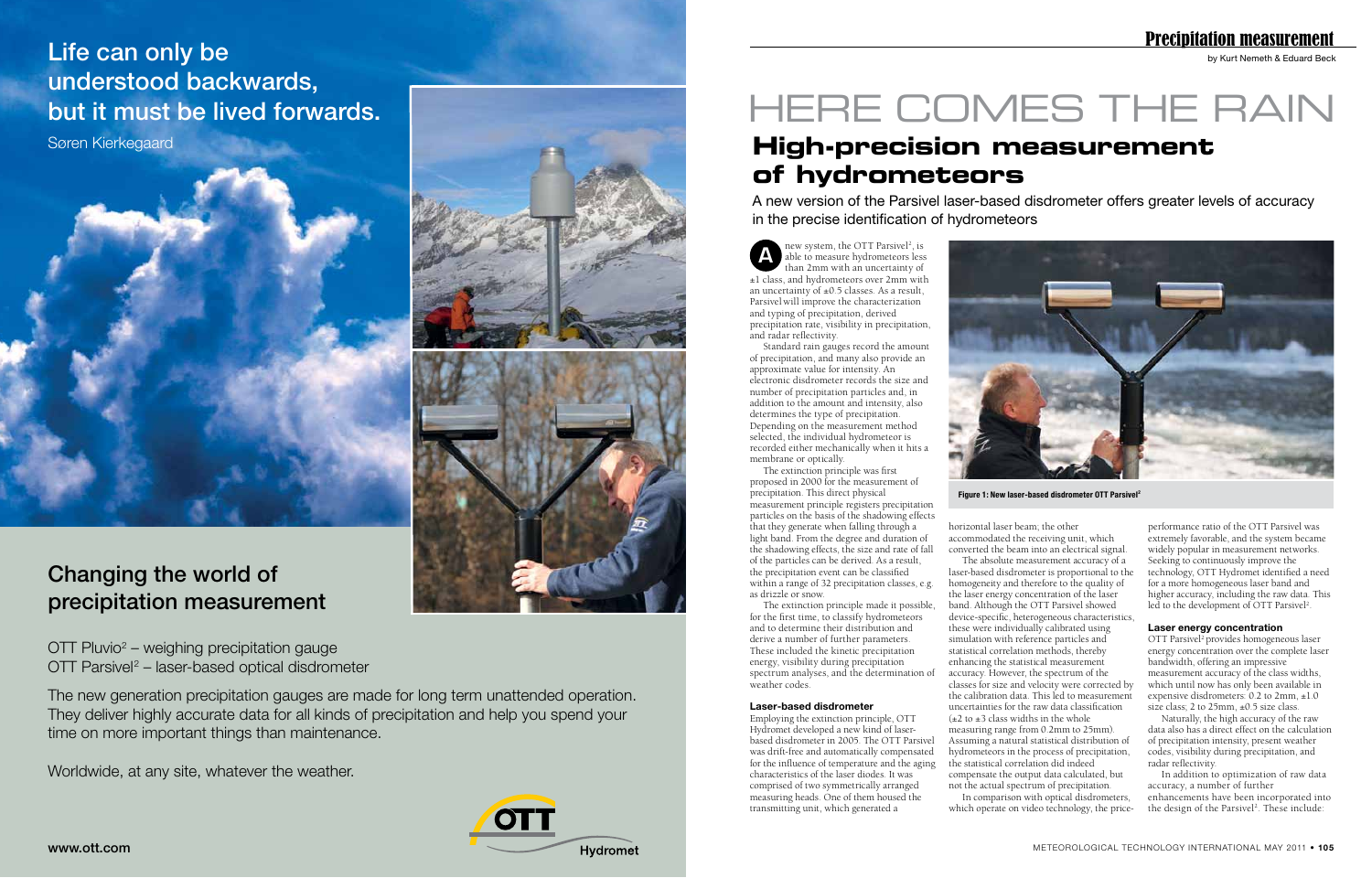Life can only be understood backwards, but it must be lived forwards.

Søren Kierkegaard

## Changing the world of precipitation measurement

OTT Pluvio² – weighing precipitation gauge
OTT Parsivel² – laser-based optical disdrometer

The new generation precipitation gauges are made for long term unattended operation. They deliver highly accurate data for all kinds of precipitation and help you spend your time on more important things than maintenance.

Worldwide, at any site, whatever the weather.

www.ott.com

OTT Hydromet

Precipitation measurement

by Kurt Nemeth & Eduard Beck

# HERE COMES THE RAIN

## High-precision measurement of hydrometeors

A new version of the Parsivel laser-based disdrometer offers greater levels of accuracy in the precise identification of hydrometeors

A new system, the OTT Parsivel², is able to measure hydrometeors less than 2mm with an uncertainty of ±1 class, and hydrometeors over 2mm with an uncertainty of ±0.5 classes. As a result, Parsivel will improve the characterization and typing of precipitation, derived precipitation rate, visibility in precipitation, and radar reflectivity.

Standard rain gauges record the amount of precipitation, and many also provide an approximate value for intensity. An electronic disdrometer records the size and number of precipitation particles and, in addition to the amount and intensity, also determines the type of precipitation. Depending on the measurement method selected, the individual hydrometeor is recorded either mechanically when it hits a membrane or optically.

The extinction principle was first proposed in 2000 for the measurement of precipitation. This direct physical measurement principle registers precipitation particles on the basis of the shadowing effects that they generate when falling through a light band. From the degree and duration of the shadowing effects, the size and rate of fall of the particles can be derived. As a result, the precipitation event can be classified within a range of 32 precipitation classes, e.g. as drizzle or snow.

The extinction principle made it possible, for the first time, to classify hydrometeors and to determine their distribution and derive a number of further parameters. These included the kinetic precipitation energy, visibility during precipitation spectrum analyses, and the determination of weather codes.

Figure 1: New laser-based disdrometer OTT Parsivel²

### Laser-based disdrometer

Employing the extinction principle, OTT Hydromet developed a new kind of laser-based disdrometer in 2005. The OTT Parsivel was drift-free and automatically compensated for the influence of temperature and the aging characteristics of the laser diodes. It was comprised of two symmetrically arranged measuring heads. One of them housed the transmitting unit, which generated a horizontal laser beam; the other accommodated the receiving unit, which converted the beam into an electrical signal.

The absolute measurement accuracy of a laser-based disdrometer is proportional to the homogeneity and therefore to the quality of the laser energy concentration of the laser band. Although the OTT Parsivel showed device-specific, heterogeneous characteristics, these were individually calibrated using simulation with reference particles and statistical correlation methods, thereby enhancing the statistical measurement accuracy. However, the spectrum of the classes for size and velocity were corrected by the calibration data. This led to measurement uncertainties for the raw data classification (±2 to ±3 class widths in the whole measuring range from 0.2mm to 25mm). Assuming a natural statistical distribution of hydrometeors in the process of precipitation, the statistical correlation did indeed compensate the output data calculated, but not the actual spectrum of precipitation.

In comparison with optical disdrometers, which operate on video technology, the price-performance ratio of the OTT Parsivel was extremely favorable, and the system became widely popular in measurement networks. Seeking to continuously improve the technology, OTT Hydromet identified a need for a more homogeneous laser band and higher accuracy, including the raw data. This led to the development of OTT Parsivel².

### Laser energy concentration

OTT Parsivel² provides homogeneous laser energy concentration over the complete laser bandwidth, offering an impressive measurement accuracy of the class widths, which until now has only been available in expensive disdrometers: 0.2 to 2mm, ±1.0 size class; 2 to 25mm, ±0.5 size class.

Naturally, the high accuracy of the raw data also has a direct effect on the calculation of precipitation intensity, present weather codes, visibility during precipitation, and radar reflectivity.

In addition to optimization of raw data accuracy, a number of further enhancements have been incorporated into the design of the Parsivel². These include: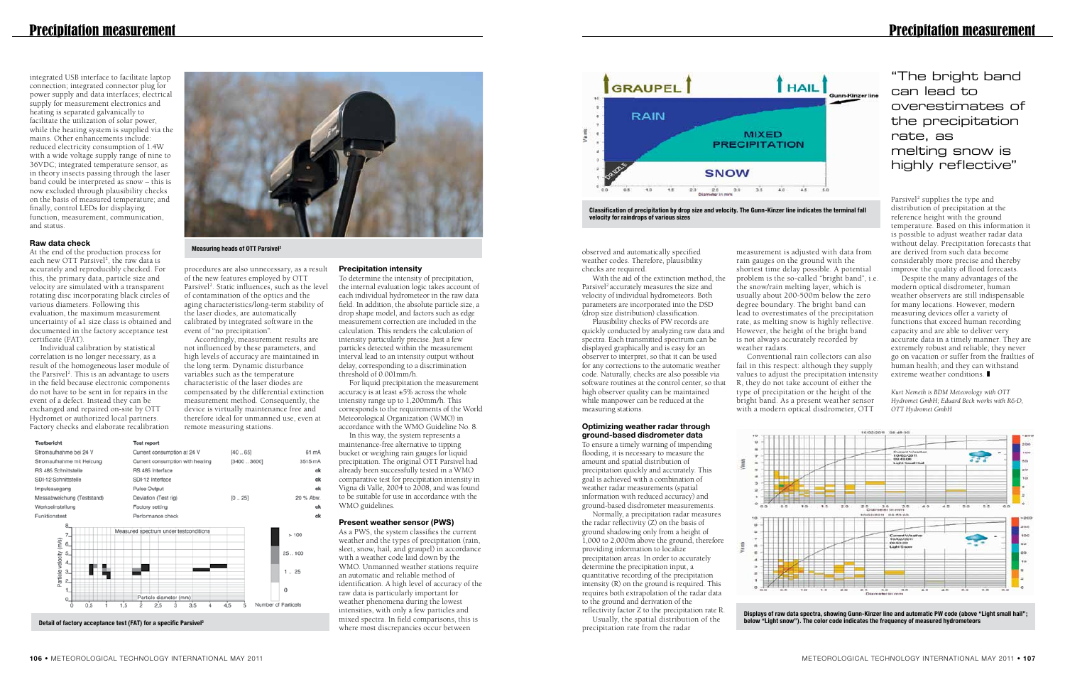integrated USB interface to facilitate laptop connection; integrated connector plug for power supply and data interfaces; electrical supply for measurement electronics and heating is separated galvanically to facilitate the utilization of solar power, while the heating system is supplied via the mains. Other enhancements include: reduced electricity consumption of 1.4W with a wide voltage supply range of nine to 36VDC; integrated temperature sensor, as in theory insects passing through the laser band could be interpreted as snow – this is now excluded through plausibility checks on the basis of measured temperature; and finally, control LEDs for displaying function, measurement, communication, and status.

### Raw data check

At the end of the production process for each new OTT Parsivel², the raw data is accurately and reproducibly checked. For this, the primary data, particle size and velocity are simulated with a transparent rotating disc incorporating black circles of various diameters. Following this evaluation, the maximum measurement uncertainty of ±1 size class is obtained and documented in the factory acceptance test certificate (FAT).

Individual calibration by statistical correlation is no longer necessary, as a result of the homogeneous laser module of the Parsivel². This is an advantage to users in the field because electronic components do not have to be sent in for repairs in the event of a defect. Instead they can be exchanged and repaired on-site by OTT Hydromet or authorized local partners. Factory checks and elaborate recalibration procedures are also unnecessary, as a result of the new features employed by OTT Parsivel². Static influences, such as the level of contamination of the optics and the aging characteristics/long-term stability of the laser diodes, are automatically calibrated by integrated software in the event of "no precipitation".

Accordingly, measurement results are not influenced by these parameters, and high levels of accuracy are maintained in the long term. Dynamic disturbance variables such as the temperature characteristic of the laser diodes are compensated by the differential extinction measurement method. Consequently, the device is virtually maintenance free and therefore ideal for unmanned use, even at remote measuring stations.

Measuring heads of OTT Parsivel²

| Testbericht | Test report | | |
|---|---|---|---|
| Stromaufnahme bei 24 V | Current consumption at 24 V | [40 .. 65] | 61 mA |
| Stromaufnahme mit Heizung | Current consumption with heating | [3400 .. 3600] | 3515 mA |
| RS 485 Schnittstelle | RS 485 Interface | | ok |
| SDI-12 Schnittstelle | SDI-12 Interface | | ok |
| Impulsausgang | Pulse Output | | ok |
| Messabweichung (Teststand) | Deviation (Test rig) | [0 .. 25] | 20 % Abw. |
| Werkseinstellung | Factory setting | | ok |
| Funktionstest | Performance check | | ok |

Measured spectrum under testconditions

Particle velocity (m/s)

Particle diameter (mm)

Number of Particels

> 100

25 .. 100

1 .. 25

0

Detail of factory acceptance test (FAT) for a specific Parsivel²

### Precipitation intensity

To determine the intensity of precipitation, the internal evaluation logic takes account of each individual hydrometeor in the raw data field. In addition, the absolute particle size, a drop shape model, and factors such as edge measurement correction are included in the calculation. This renders the calculation of intensity particularly precise. Just a few particles detected within the measurement interval lead to an intensity output without delay, corresponding to a discrimination threshold of 0.001mm/h.

For liquid precipitation the measurement accuracy is at least ±5% across the whole intensity range up to 1,200mm/h. This corresponds to the requirements of the World Meteorological Organization (WMO) in accordance with the WMO Guideline No. 8.

In this way, the system represents a maintenance-free alternative to tipping bucket or weighing rain gauges for liquid precipitation. The original OTT Parsivel had already been successfully tested in a WMO comparative test for precipitation intensity in Vigna di Valle, 2004 to 2008, and was found to be suitable for use in accordance with the WMO guidelines.

### Present weather sensor (PWS)

As a PWS, the system classifies the current weather and the types of precipitation (rain, sleet, snow, hail, and graupel) in accordance with a weather code laid down by the WMO. Unmanned weather stations require an automatic and reliable method of identification. A high level of accuracy of the raw data is particularly important for weather phenomena during the lowest intensities, with only a few particles and mixed spectra. In field comparisons, this is where most discrepancies occur between observed and automatically specified weather codes. Therefore, plausibility checks are required.

With the aid of the extinction method, the Parsivel² accurately measures the size and velocity of individual hydrometeors. Both parameters are incorporated into the DSD (drop size distribution) classification.

Plausibility checks of PW records are quickly conducted by analyzing raw data and spectra. Each transmitted spectrum can be displayed graphically and is easy for an observer to interpret, so that it can be used for any corrections to the automatic weather code. Naturally, checks are also possible via software routines at the control center, so that high observer quality can be maintained while manpower can be reduced at the measuring stations.

GRAUPEL

HAIL

Gunn-Kinzer line

RAIN

MIXED PRECIPITATION

DRIZZLE

SNOW

V in m/s

Diameter in mm

Classification of precipitation by drop size and velocity. The Gunn-Kinzer line indicates the terminal fall velocity for raindrops of various sizes

### Optimizing weather radar through ground-based disdrometer data

To ensure a timely warning of impending flooding, it is necessary to measure the amount and spatial distribution of precipitation quickly and accurately. This goal is achieved with a combination of weather radar measurements (spatial information with reduced accuracy) and ground-based disdrometer measurements.

Normally, a precipitation radar measures the radar reflectivity (Z) on the basis of ground shadowing only from a height of 1,000 to 2,000m above the ground, therefore providing information to localize precipitation areas. In order to accurately determine the precipitation input, a quantitative recording of the precipitation intensity (R) on the ground is required. This requires both extrapolation of the radar data to the ground and derivation of the reflectivity factor Z to the precipitation rate R.

Usually, the spatial distribution of the precipitation rate from the radar measurement is adjusted with data from rain gauges on the ground with the shortest time delay possible. A potential problem is the so-called "bright band", i.e. the snow/rain melting layer, which is usually about 200-500m below the zero degree boundary. The bright band can lead to overestimates of the precipitation rate, as melting snow is highly reflective. However, the height of the bright band is not always accurately recorded by weather radars.

Conventional rain collectors can also fail in this respect: although they supply values to adjust the precipitation intensity R, they do not take account of either the type of precipitation or the height of the bright band. As a present weather sensor with a modern optical disdrometer, OTT Parsivel² supplies the type and distribution of precipitation at the reference height with the ground temperature. Based on this information it is possible to adjust weather radar data without delay. Precipitation forecasts that are derived from such data become considerably more precise and thereby improve the quality of flood forecasts.

"The bright band can lead to overestimates of the precipitation rate, as melting snow is highly reflective"

Despite the many advantages of the modern optical disdrometer, human weather observers are still indispensable for many locations. However, modern measuring devices offer a variety of functions that exceed human recording capacity and are able to deliver very accurate data in a timely manner. They are extremely robust and reliable; they never go on vacation or suffer from the frailties of human health; and they can withstand extreme weather conditions. ■

*Kurt Nemeth is BDM Meteorology with OTT Hydromet GmbH; Eduard Beck works with R&D, OTT Hydromet GmbH*

Current Weather 10/02/2011 Light Small Hail

Current Weather 10/02/2011 Light Snow

Diameter in mm

V in m/s

Displays of raw data spectra, showing Gunn-Kinzer line and automatic PW code (above "Light small hail"; below "Light snow"). The color code indicates the frequency of measured hydrometeors